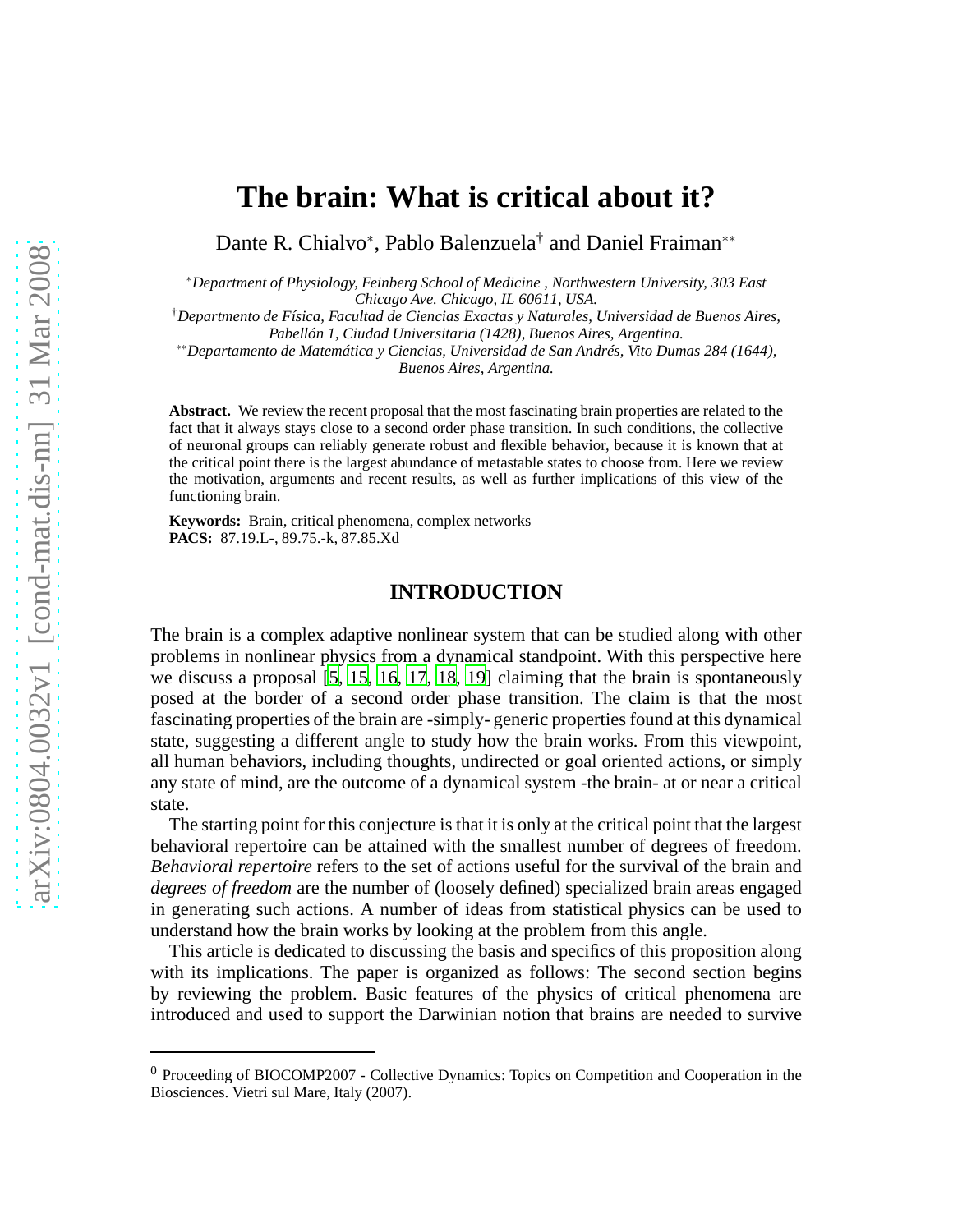# The brain: What is critical about it?

Dante R. Chialvo[∗], Pablo Balenzuela[†] and Daniel Fraiman[∗∗]

[∗]*Department of Physiology, Feinberg School of Medicine , Northwestern University, 303 East Chicago Ave. Chicago, IL 60611, USA.*

[†]*Departmento de Física, Facultad de Ciencias Exactas y Naturales, Universidad de Buenos Aires, Pabellón 1, Ciudad Universitaria (1428), Buenos Aires, Argentina.*

[∗∗]*Departamento de Matemática y Ciencias, Universidad de San Andrés, Vito Dumas 284 (1644), Buenos Aires, Argentina.*

**Abstract.** We review the recent proposal that the most fascinating brain properties are related to the fact that it always stays close to a second order phase transition. In such conditions, the collective of neuronal groups can reliably generate robust and flexible behavior, because it is known that at the critical point there is the largest abundance of metastable states to choose from. Here we review the motivation, arguments and recent results, as well as further implications of this view of the functioning brain.

**Keywords:** Brain, critical phenomena, complex networks
**PACS:** 87.19.L-, 89.75.-k, 87.85.Xd

## INTRODUCTION

The brain is a complex adaptive nonlinear system that can be studied along with other problems in nonlinear physics from a dynamical standpoint. With this perspective here we discuss a proposal [5, 15, 16, 17, 18, 19] claiming that the brain is spontaneously posed at the border of a second order phase transition. The claim is that the most fascinating properties of the brain are -simply- generic properties found at this dynamical state, suggesting a different angle to study how the brain works. From this viewpoint, all human behaviors, including thoughts, undirected or goal oriented actions, or simply any state of mind, are the outcome of a dynamical system -the brain- at or near a critical state.

The starting point for this conjecture is that it is only at the critical point that the largest behavioral repertoire can be attained with the smallest number of degrees of freedom. *Behavioral repertoire* refers to the set of actions useful for the survival of the brain and *degrees of freedom* are the number of (loosely defined) specialized brain areas engaged in generating such actions. A number of ideas from statistical physics can be used to understand how the brain works by looking at the problem from this angle.

This article is dedicated to discussing the basis and specifics of this proposition along with its implications. The paper is organized as follows: The second section begins by reviewing the problem. Basic features of the physics of critical phenomena are introduced and used to support the Darwinian notion that brains are needed to survive

[0] Proceeding of BIOCOMP2007 - Collective Dynamics: Topics on Competition and Cooperation in the Biosciences. Vietri sul Mare, Italy (2007).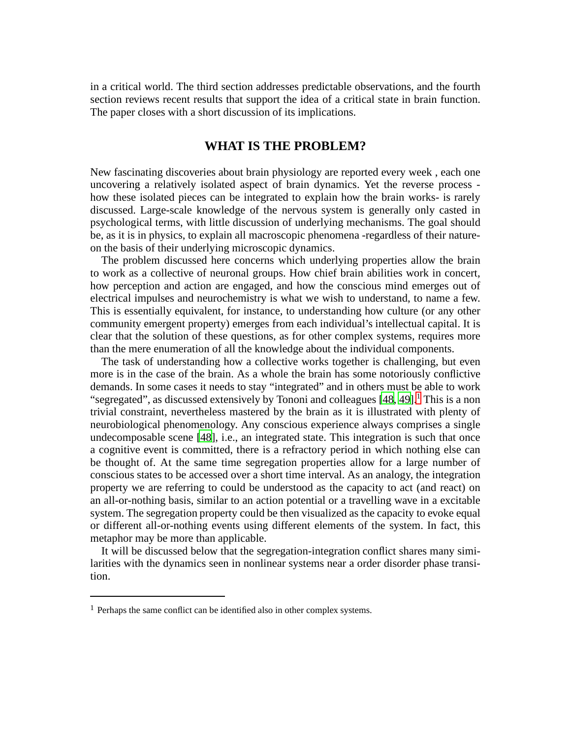in a critical world. The third section addresses predictable observations, and the fourth section reviews recent results that support the idea of a critical state in brain function. The paper closes with a short discussion of its implications.

## WHAT IS THE PROBLEM?

New fascinating discoveries about brain physiology are reported every week , each one uncovering a relatively isolated aspect of brain dynamics. Yet the reverse process - how these isolated pieces can be integrated to explain how the brain works- is rarely discussed. Large-scale knowledge of the nervous system is generally only casted in psychological terms, with little discussion of underlying mechanisms. The goal should be, as it is in physics, to explain all macroscopic phenomena -regardless of their nature- on the basis of their underlying microscopic dynamics.

The problem discussed here concerns which underlying properties allow the brain to work as a collective of neuronal groups. How chief brain abilities work in concert, how perception and action are engaged, and how the conscious mind emerges out of electrical impulses and neurochemistry is what we wish to understand, to name a few. This is essentially equivalent, for instance, to understanding how culture (or any other community emergent property) emerges from each individual's intellectual capital. It is clear that the solution of these questions, as for other complex systems, requires more than the mere enumeration of all the knowledge about the individual components.

The task of understanding how a collective works together is challenging, but even more is in the case of the brain. As a whole the brain has some notoriously conflictive demands. In some cases it needs to stay "integrated" and in others must be able to work "segregated", as discussed extensively by Tononi and colleagues [48, 49].[1] This is a non trivial constraint, nevertheless mastered by the brain as it is illustrated with plenty of neurobiological phenomenology. Any conscious experience always comprises a single undecomposable scene [48], i.e., an integrated state. This integration is such that once a cognitive event is committed, there is a refractory period in which nothing else can be thought of. At the same time segregation properties allow for a large number of conscious states to be accessed over a short time interval. As an analogy, the integration property we are referring to could be understood as the capacity to act (and react) on an all-or-nothing basis, similar to an action potential or a travelling wave in a excitable system. The segregation property could be then visualized as the capacity to evoke equal or different all-or-nothing events using different elements of the system. In fact, this metaphor may be more than applicable.

It will be discussed below that the segregation-integration conflict shares many similarities with the dynamics seen in nonlinear systems near a order disorder phase transition.

[1] Perhaps the same conflict can be identified also in other complex systems.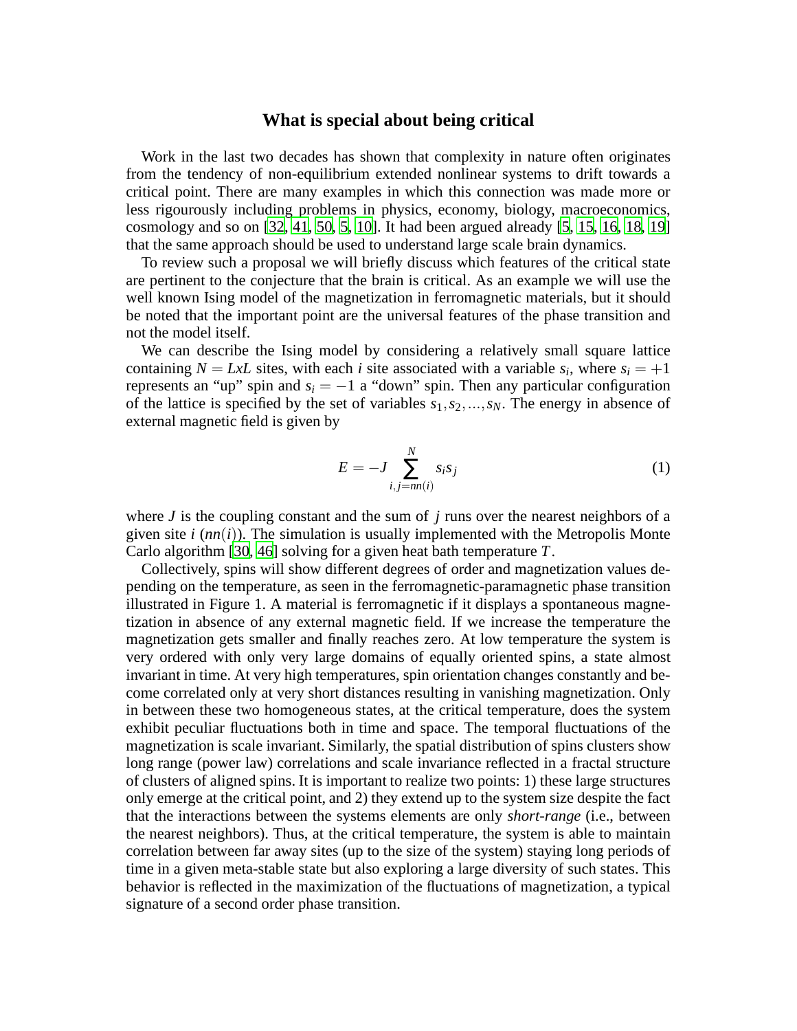## What is special about being critical

Work in the last two decades has shown that complexity in nature often originates from the tendency of non-equilibrium extended nonlinear systems to drift towards a critical point. There are many examples in which this connection was made more or less rigourously including problems in physics, economy, biology, macroeconomics, cosmology and so on [32, 41, 50, 5, 10]. It had been argued already [5, 15, 16, 18, 19] that the same approach should be used to understand large scale brain dynamics.

To review such a proposal we will briefly discuss which features of the critical state are pertinent to the conjecture that the brain is critical. As an example we will use the well known Ising model of the magnetization in ferromagnetic materials, but it should be noted that the important point are the universal features of the phase transition and not the model itself.

We can describe the Ising model by considering a relatively small square lattice containing $N = LxL$ sites, with each $i$ site associated with a variable $s_i$, where $s_i = +1$ represents an "up" spin and $s_i = -1$ a "down" spin. Then any particular configuration of the lattice is specified by the set of variables $s_1, s_2, ..., s_N$. The energy in absence of external magnetic field is given by

$$E = -J \sum_{i,j=nn(i)}^{N} s_i s_j \tag{1}$$

where $J$ is the coupling constant and the sum of $j$ runs over the nearest neighbors of a given site $i$ ($nn(i)$). The simulation is usually implemented with the Metropolis Monte Carlo algorithm [30, 46] solving for a given heat bath temperature $T$.

Collectively, spins will show different degrees of order and magnetization values depending on the temperature, as seen in the ferromagnetic-paramagnetic phase transition illustrated in Figure 1. A material is ferromagnetic if it displays a spontaneous magnetization in absence of any external magnetic field. If we increase the temperature the magnetization gets smaller and finally reaches zero. At low temperature the system is very ordered with only very large domains of equally oriented spins, a state almost invariant in time. At very high temperatures, spin orientation changes constantly and become correlated only at very short distances resulting in vanishing magnetization. Only in between these two homogeneous states, at the critical temperature, does the system exhibit peculiar fluctuations both in time and space. The temporal fluctuations of the magnetization is scale invariant. Similarly, the spatial distribution of spins clusters show long range (power law) correlations and scale invariance reflected in a fractal structure of clusters of aligned spins. It is important to realize two points: 1) these large structures only emerge at the critical point, and 2) they extend up to the system size despite the fact that the interactions between the systems elements are only *short-range* (i.e., between the nearest neighbors). Thus, at the critical temperature, the system is able to maintain correlation between far away sites (up to the size of the system) staying long periods of time in a given meta-stable state but also exploring a large diversity of such states. This behavior is reflected in the maximization of the fluctuations of magnetization, a typical signature of a second order phase transition.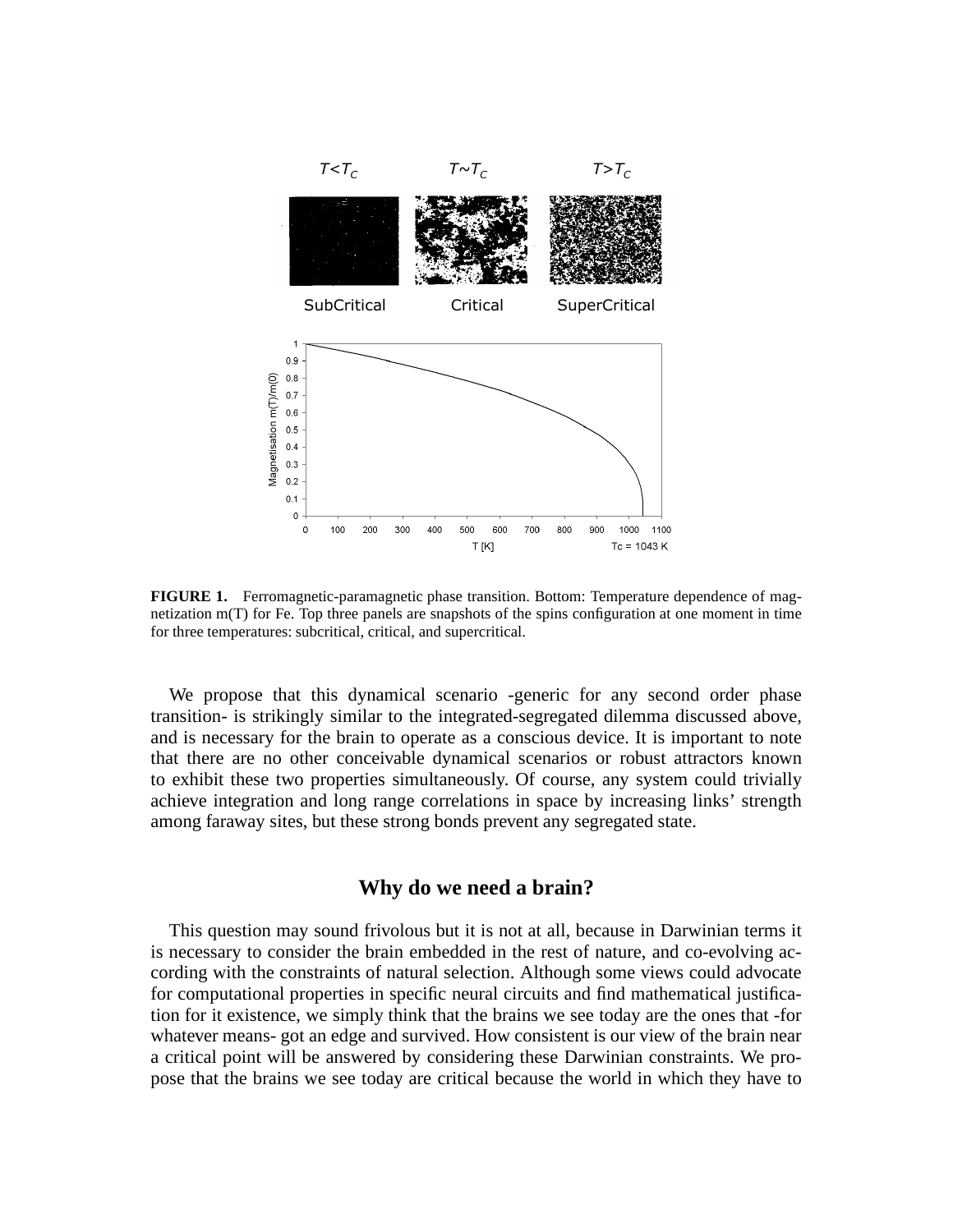FIGURE 1. Ferromagnetic-paramagnetic phase transition. Bottom: Temperature dependence of magnetization m(T) for Fe. Top three panels are snapshots of the spins configuration at one moment in time for three temperatures: subcritical, critical, and supercritical.

We propose that this dynamical scenario -generic for any second order phase transition- is strikingly similar to the integrated-segregated dilemma discussed above, and is necessary for the brain to operate as a conscious device. It is important to note that there are no other conceivable dynamical scenarios or robust attractors known to exhibit these two properties simultaneously. Of course, any system could trivially achieve integration and long range correlations in space by increasing links' strength among faraway sites, but these strong bonds prevent any segregated state.

## Why do we need a brain?

This question may sound frivolous but it is not at all, because in Darwinian terms it is necessary to consider the brain embedded in the rest of nature, and co-evolving according with the constraints of natural selection. Although some views could advocate for computational properties in specific neural circuits and find mathematical justification for it existence, we simply think that the brains we see today are the ones that -for whatever means- got an edge and survived. How consistent is our view of the brain near a critical point will be answered by considering these Darwinian constraints. We propose that the brains we see today are critical because the world in which they have to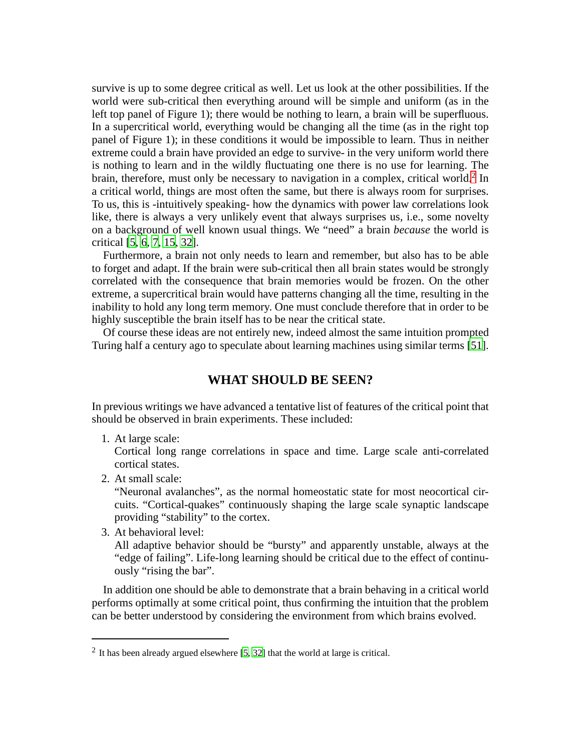survive is up to some degree critical as well. Let us look at the other possibilities. If the world were sub-critical then everything around will be simple and uniform (as in the left top panel of Figure 1); there would be nothing to learn, a brain will be superfluous. In a supercritical world, everything would be changing all the time (as in the right top panel of Figure 1); in these conditions it would be impossible to learn. Thus in neither extreme could a brain have provided an edge to survive- in the very uniform world there is nothing to learn and in the wildly fluctuating one there is no use for learning. The brain, therefore, must only be necessary to navigation in a complex, critical world.[2] In a critical world, things are most often the same, but there is always room for surprises. To us, this is -intuitively speaking- how the dynamics with power law correlations look like, there is always a very unlikely event that always surprises us, i.e., some novelty on a background of well known usual things. We "need" a brain *because* the world is critical [5, 6, 7, 15, 32].

Furthermore, a brain not only needs to learn and remember, but also has to be able to forget and adapt. If the brain were sub-critical then all brain states would be strongly correlated with the consequence that brain memories would be frozen. On the other extreme, a supercritical brain would have patterns changing all the time, resulting in the inability to hold any long term memory. One must conclude therefore that in order to be highly susceptible the brain itself has to be near the critical state.

Of course these ideas are not entirely new, indeed almost the same intuition prompted Turing half a century ago to speculate about learning machines using similar terms [51].

## WHAT SHOULD BE SEEN?

In previous writings we have advanced a tentative list of features of the critical point that should be observed in brain experiments. These included:

1. At large scale:
   Cortical long range correlations in space and time. Large scale anti-correlated cortical states.
2. At small scale:
   "Neuronal avalanches", as the normal homeostatic state for most neocortical circuits. "Cortical-quakes" continuously shaping the large scale synaptic landscape providing "stability" to the cortex.
3. At behavioral level:
   All adaptive behavior should be "bursty" and apparently unstable, always at the "edge of failing". Life-long learning should be critical due to the effect of continuously "rising the bar".

In addition one should be able to demonstrate that a brain behaving in a critical world performs optimally at some critical point, thus confirming the intuition that the problem can be better understood by considering the environment from which brains evolved.

---

[2] It has been already argued elsewhere [5, 32] that the world at large is critical.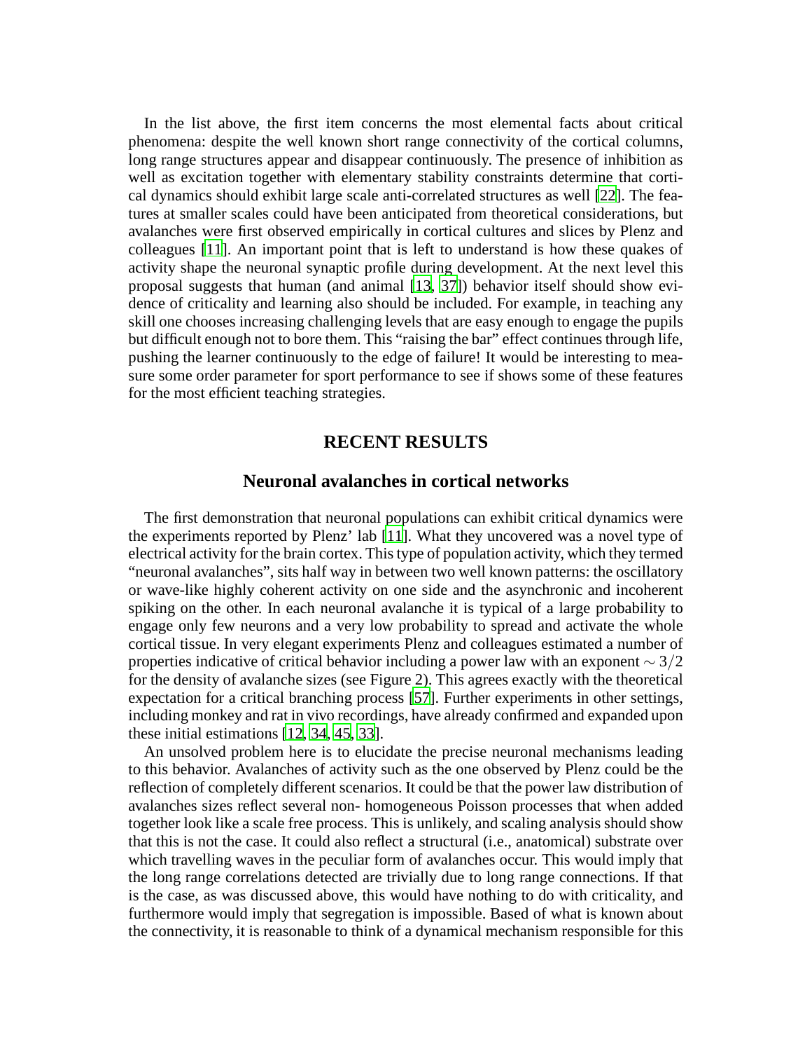In the list above, the first item concerns the most elemental facts about critical phenomena: despite the well known short range connectivity of the cortical columns, long range structures appear and disappear continuously. The presence of inhibition as well as excitation together with elementary stability constraints determine that cortical dynamics should exhibit large scale anti-correlated structures as well [22]. The features at smaller scales could have been anticipated from theoretical considerations, but avalanches were first observed empirically in cortical cultures and slices by Plenz and colleagues [11]. An important point that is left to understand is how these quakes of activity shape the neuronal synaptic profile during development. At the next level this proposal suggests that human (and animal [13, 37]) behavior itself should show evidence of criticality and learning also should be included. For example, in teaching any skill one chooses increasing challenging levels that are easy enough to engage the pupils but difficult enough not to bore them. This "raising the bar" effect continues through life, pushing the learner continuously to the edge of failure! It would be interesting to measure some order parameter for sport performance to see if shows some of these features for the most efficient teaching strategies.

## RECENT RESULTS

### Neuronal avalanches in cortical networks

The first demonstration that neuronal populations can exhibit critical dynamics were the experiments reported by Plenz' lab [11]. What they uncovered was a novel type of electrical activity for the brain cortex. This type of population activity, which they termed "neuronal avalanches", sits half way in between two well known patterns: the oscillatory or wave-like highly coherent activity on one side and the asynchronic and incoherent spiking on the other. In each neuronal avalanche it is typical of a large probability to engage only few neurons and a very low probability to spread and activate the whole cortical tissue. In very elegant experiments Plenz and colleagues estimated a number of properties indicative of critical behavior including a power law with an exponent $\sim 3/2$ for the density of avalanche sizes (see Figure 2). This agrees exactly with the theoretical expectation for a critical branching process [57]. Further experiments in other settings, including monkey and rat in vivo recordings, have already confirmed and expanded upon these initial estimations [12, 34, 45, 33].

An unsolved problem here is to elucidate the precise neuronal mechanisms leading to this behavior. Avalanches of activity such as the one observed by Plenz could be the reflection of completely different scenarios. It could be that the power law distribution of avalanches sizes reflect several non- homogeneous Poisson processes that when added together look like a scale free process. This is unlikely, and scaling analysis should show that this is not the case. It could also reflect a structural (i.e., anatomical) substrate over which travelling waves in the peculiar form of avalanches occur. This would imply that the long range correlations detected are trivially due to long range connections. If that is the case, as was discussed above, this would have nothing to do with criticality, and furthermore would imply that segregation is impossible. Based of what is known about the connectivity, it is reasonable to think of a dynamical mechanism responsible for this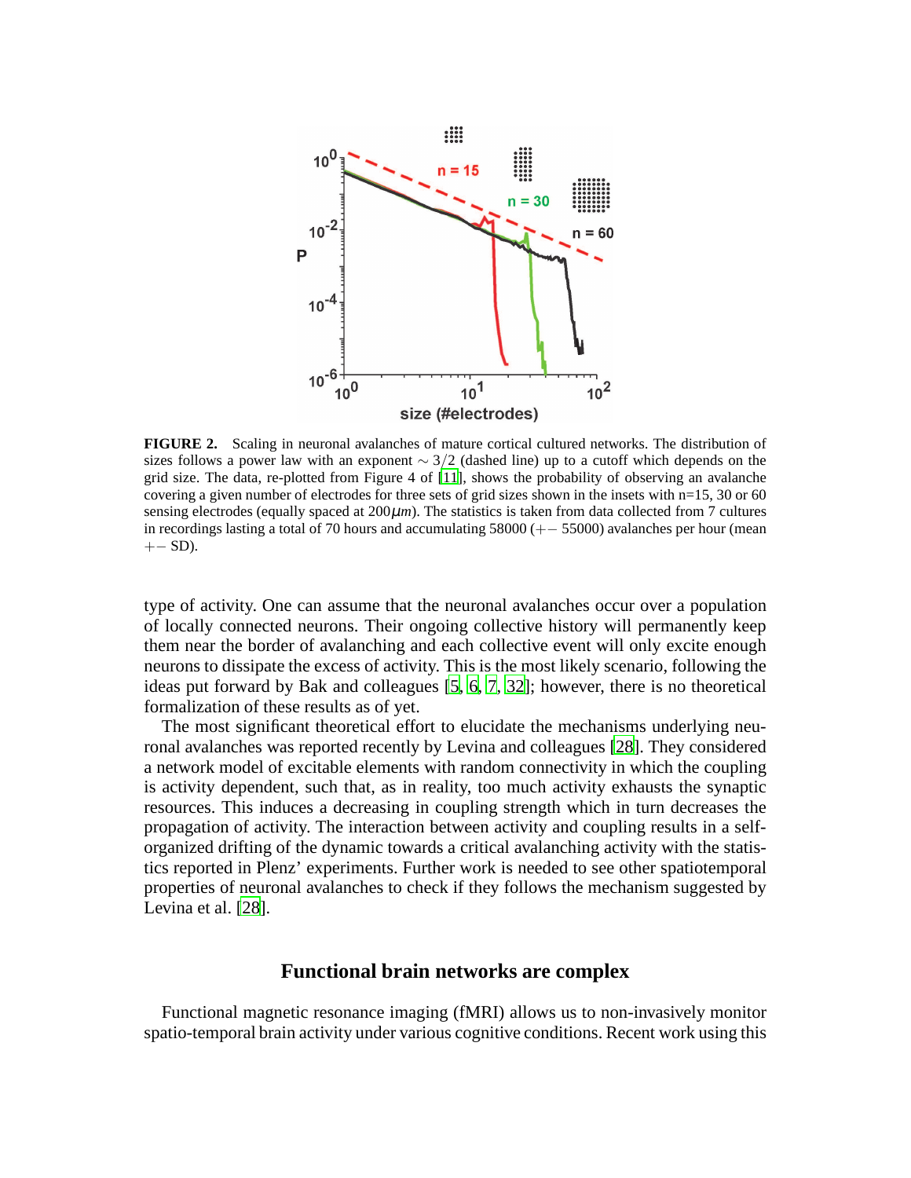**FIGURE 2.** Scaling in neuronal avalanches of mature cortical cultured networks. The distribution of sizes follows a power law with an exponent $\sim 3/2$ (dashed line) up to a cutoff which depends on the grid size. The data, re-plotted from Figure 4 of [11], shows the probability of observing an avalanche covering a given number of electrodes for three sets of grid sizes shown in the insets with n=15, 30 or 60 sensing electrodes (equally spaced at 200$\mu m$). The statistics is taken from data collected from 7 cultures in recordings lasting a total of 70 hours and accumulating 58000 ($+-$ 55000) avalanches per hour (mean $+-$ SD).

type of activity. One can assume that the neuronal avalanches occur over a population of locally connected neurons. Their ongoing collective history will permanently keep them near the border of avalanching and each collective event will only excite enough neurons to dissipate the excess of activity. This is the most likely scenario, following the ideas put forward by Bak and colleagues [5, 6, 7, 32]; however, there is no theoretical formalization of these results as of yet.

The most significant theoretical effort to elucidate the mechanisms underlying neuronal avalanches was reported recently by Levina and colleagues [28]. They considered a network model of excitable elements with random connectivity in which the coupling is activity dependent, such that, as in reality, too much activity exhausts the synaptic resources. This induces a decreasing in coupling strength which in turn decreases the propagation of activity. The interaction between activity and coupling results in a self-organized drifting of the dynamic towards a critical avalanching activity with the statistics reported in Plenz' experiments. Further work is needed to see other spatiotemporal properties of neuronal avalanches to check if they follows the mechanism suggested by Levina et al. [28].

## Functional brain networks are complex

Functional magnetic resonance imaging (fMRI) allows us to non-invasively monitor spatio-temporal brain activity under various cognitive conditions. Recent work using this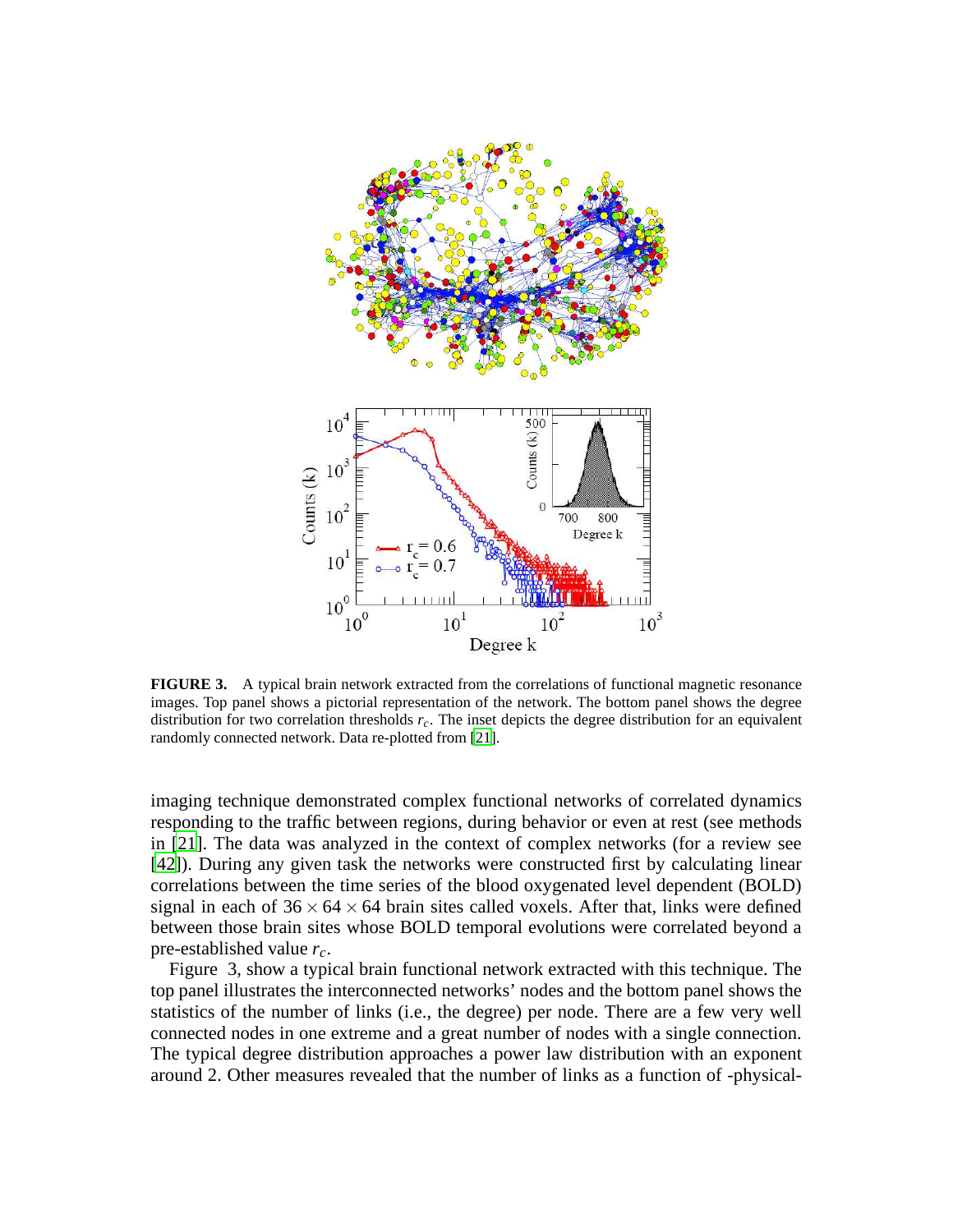**FIGURE 3.** A typical brain network extracted from the correlations of functional magnetic resonance images. Top panel shows a pictorial representation of the network. The bottom panel shows the degree distribution for two correlation thresholds $r_c$. The inset depicts the degree distribution for an equivalent randomly connected network. Data re-plotted from [21].

imaging technique demonstrated complex functional networks of correlated dynamics responding to the traffic between regions, during behavior or even at rest (see methods in [21]. The data was analyzed in the context of complex networks (for a review see [42]). During any given task the networks were constructed first by calculating linear correlations between the time series of the blood oxygenated level dependent (BOLD) signal in each of $36 \times 64 \times 64$ brain sites called voxels. After that, links were defined between those brain sites whose BOLD temporal evolutions were correlated beyond a pre-established value $r_c$.

Figure 3, show a typical brain functional network extracted with this technique. The top panel illustrates the interconnected networks' nodes and the bottom panel shows the statistics of the number of links (i.e., the degree) per node. There are a few very well connected nodes in one extreme and a great number of nodes with a single connection. The typical degree distribution approaches a power law distribution with an exponent around 2. Other measures revealed that the number of links as a function of -physical-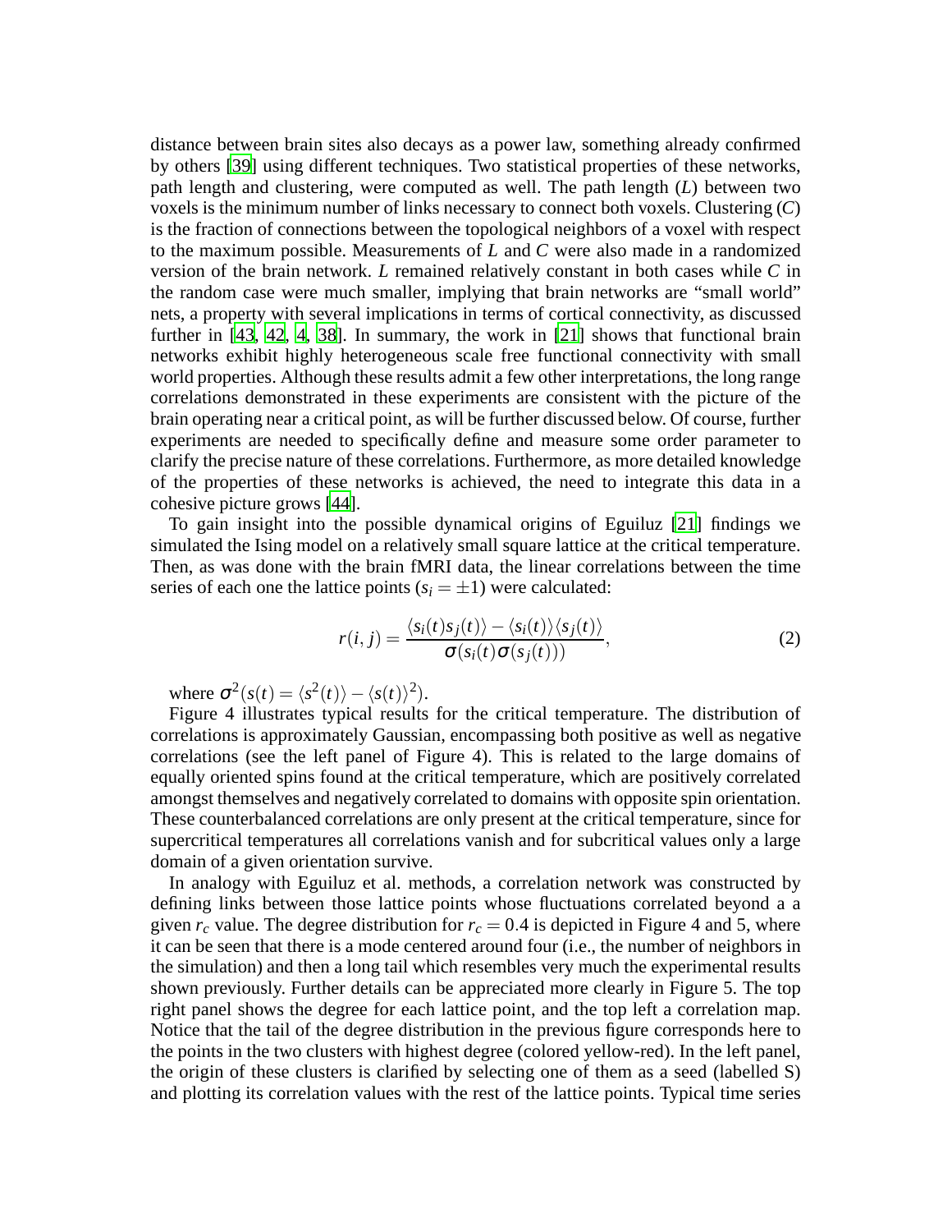distance between brain sites also decays as a power law, something already confirmed by others [39] using different techniques. Two statistical properties of these networks, path length and clustering, were computed as well. The path length ($L$) between two voxels is the minimum number of links necessary to connect both voxels. Clustering ($C$) is the fraction of connections between the topological neighbors of a voxel with respect to the maximum possible. Measurements of $L$ and $C$ were also made in a randomized version of the brain network. $L$ remained relatively constant in both cases while $C$ in the random case were much smaller, implying that brain networks are "small world" nets, a property with several implications in terms of cortical connectivity, as discussed further in [43, 42, 4, 38]. In summary, the work in [21] shows that functional brain networks exhibit highly heterogeneous scale free functional connectivity with small world properties. Although these results admit a few other interpretations, the long range correlations demonstrated in these experiments are consistent with the picture of the brain operating near a critical point, as will be further discussed below. Of course, further experiments are needed to specifically define and measure some order parameter to clarify the precise nature of these correlations. Furthermore, as more detailed knowledge of the properties of these networks is achieved, the need to integrate this data in a cohesive picture grows [44].

To gain insight into the possible dynamical origins of Eguiluz [21] findings we simulated the Ising model on a relatively small square lattice at the critical temperature. Then, as was done with the brain fMRI data, the linear correlations between the time series of each one the lattice points ($s_i = \pm 1$) were calculated:

$$r(i,j) = \frac{\langle s_i(t)s_j(t)\rangle - \langle s_i(t)\rangle\langle s_j(t)\rangle}{\sigma(s_i(t)\sigma(s_j(t)))}, \tag{2}$$

where $\sigma^2(s(t) = \langle s^2(t)\rangle - \langle s(t)\rangle^2)$.

Figure 4 illustrates typical results for the critical temperature. The distribution of correlations is approximately Gaussian, encompassing both positive as well as negative correlations (see the left panel of Figure 4). This is related to the large domains of equally oriented spins found at the critical temperature, which are positively correlated amongst themselves and negatively correlated to domains with opposite spin orientation. These counterbalanced correlations are only present at the critical temperature, since for supercritical temperatures all correlations vanish and for subcritical values only a large domain of a given orientation survive.

In analogy with Eguiluz et al. methods, a correlation network was constructed by defining links between those lattice points whose fluctuations correlated beyond a a given $r_c$ value. The degree distribution for $r_c = 0.4$ is depicted in Figure 4 and 5, where it can be seen that there is a mode centered around four (i.e., the number of neighbors in the simulation) and then a long tail which resembles very much the experimental results shown previously. Further details can be appreciated more clearly in Figure 5. The top right panel shows the degree for each lattice point, and the top left a correlation map. Notice that the tail of the degree distribution in the previous figure corresponds here to the points in the two clusters with highest degree (colored yellow-red). In the left panel, the origin of these clusters is clarified by selecting one of them as a seed (labelled S) and plotting its correlation values with the rest of the lattice points. Typical time series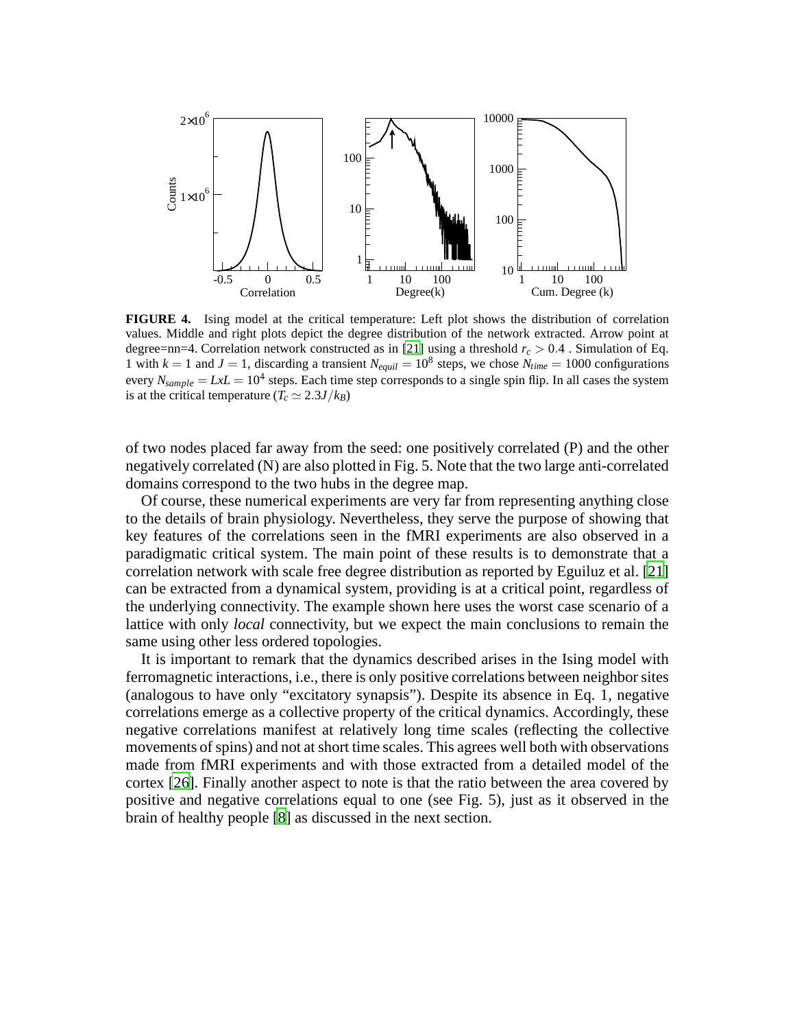**FIGURE 4.** Ising model at the critical temperature: Left plot shows the distribution of correlation values. Middle and right plots depict the degree distribution of the network extracted. Arrow point at degree=nn=4. Correlation network constructed as in [21] using a threshold $r_c > 0.4$ . Simulation of Eq. 1 with $k = 1$ and $J = 1$, discarding a transient $N_{equil} = 10^8$ steps, we chose $N_{time} = 1000$ configurations every $N_{sample} = LxL = 10^4$ steps. Each time step corresponds to a single spin flip. In all cases the system is at the critical temperature ($T_c \simeq 2.3J/k_B$)

of two nodes placed far away from the seed: one positively correlated (P) and the other negatively correlated (N) are also plotted in Fig. 5. Note that the two large anti-correlated domains correspond to the two hubs in the degree map.

Of course, these numerical experiments are very far from representing anything close to the details of brain physiology. Nevertheless, they serve the purpose of showing that key features of the correlations seen in the fMRI experiments are also observed in a paradigmatic critical system. The main point of these results is to demonstrate that a correlation network with scale free degree distribution as reported by Eguiluz et al. [21] can be extracted from a dynamical system, providing is at a critical point, regardless of the underlying connectivity. The example shown here uses the worst case scenario of a lattice with only *local* connectivity, but we expect the main conclusions to remain the same using other less ordered topologies.

It is important to remark that the dynamics described arises in the Ising model with ferromagnetic interactions, i.e., there is only positive correlations between neighbor sites (analogous to have only "excitatory synapsis"). Despite its absence in Eq. 1, negative correlations emerge as a collective property of the critical dynamics. Accordingly, these negative correlations manifest at relatively long time scales (reflecting the collective movements of spins) and not at short time scales. This agrees well both with observations made from fMRI experiments and with those extracted from a detailed model of the cortex [26]. Finally another aspect to note is that the ratio between the area covered by positive and negative correlations equal to one (see Fig. 5), just as it observed in the brain of healthy people [8] as discussed in the next section.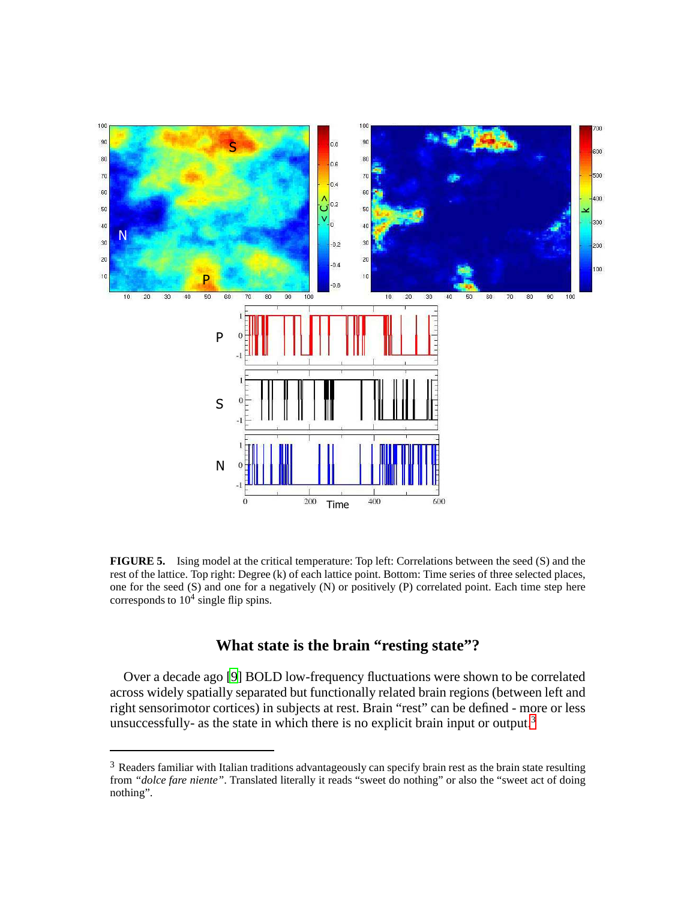**FIGURE 5.** Ising model at the critical temperature: Top left: Correlations between the seed (S) and the rest of the lattice. Top right: Degree (k) of each lattice point. Bottom: Time series of three selected places, one for the seed (S) and one for a negatively (N) or positively (P) correlated point. Each time step here corresponds to $10^4$ single flip spins.

## What state is the brain "resting state"?

Over a decade ago [9] BOLD low-frequency fluctuations were shown to be correlated across widely spatially separated but functionally related brain regions (between left and right sensorimotor cortices) in subjects at rest. Brain "rest" can be defined - more or less unsuccessfully- as the state in which there is no explicit brain input or output.[3]

---

[3] Readers familiar with Italian traditions advantageously can specify brain rest as the brain state resulting from "*dolce fare niente*". Translated literally it reads "sweet do nothing" or also the "sweet act of doing nothing".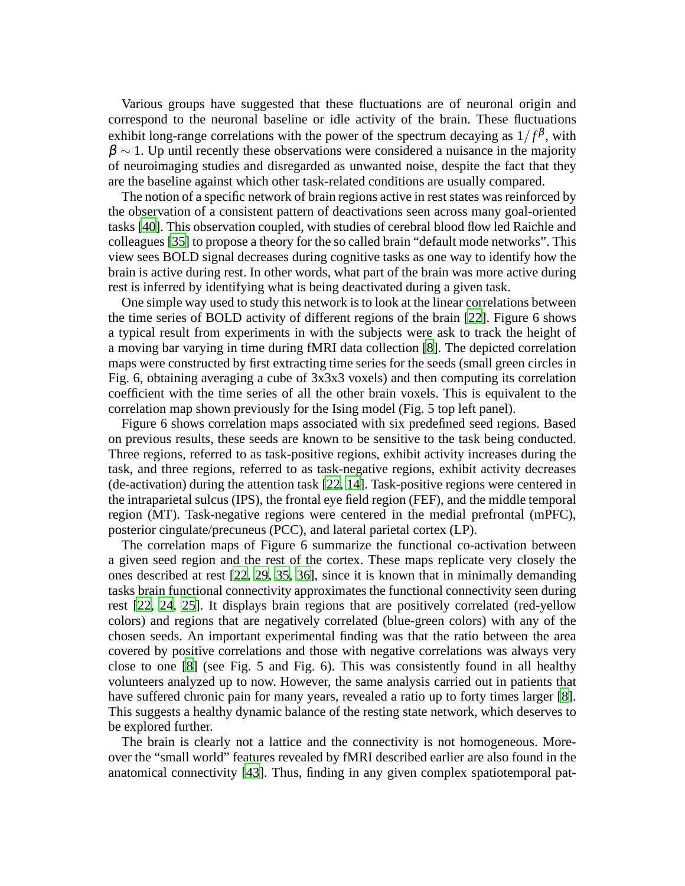Various groups have suggested that these fluctuations are of neuronal origin and correspond to the neuronal baseline or idle activity of the brain. These fluctuations exhibit long-range correlations with the power of the spectrum decaying as $1/f^{\beta}$, with $\beta \sim 1$. Up until recently these observations were considered a nuisance in the majority of neuroimaging studies and disregarded as unwanted noise, despite the fact that they are the baseline against which other task-related conditions are usually compared.

The notion of a specific network of brain regions active in rest states was reinforced by the observation of a consistent pattern of deactivations seen across many goal-oriented tasks [40]. This observation coupled, with studies of cerebral blood flow led Raichle and colleagues [35] to propose a theory for the so called brain "default mode networks". This view sees BOLD signal decreases during cognitive tasks as one way to identify how the brain is active during rest. In other words, what part of the brain was more active during rest is inferred by identifying what is being deactivated during a given task.

One simple way used to study this network is to look at the linear correlations between the time series of BOLD activity of different regions of the brain [22]. Figure 6 shows a typical result from experiments in with the subjects were ask to track the height of a moving bar varying in time during fMRI data collection [8]. The depicted correlation maps were constructed by first extracting time series for the seeds (small green circles in Fig. 6, obtaining averaging a cube of 3x3x3 voxels) and then computing its correlation coefficient with the time series of all the other brain voxels. This is equivalent to the correlation map shown previously for the Ising model (Fig. 5 top left panel).

Figure 6 shows correlation maps associated with six predefined seed regions. Based on previous results, these seeds are known to be sensitive to the task being conducted. Three regions, referred to as task-positive regions, exhibit activity increases during the task, and three regions, referred to as task-negative regions, exhibit activity decreases (de-activation) during the attention task [22, 14]. Task-positive regions were centered in the intraparietal sulcus (IPS), the frontal eye field region (FEF), and the middle temporal region (MT). Task-negative regions were centered in the medial prefrontal (mPFC), posterior cingulate/precuneus (PCC), and lateral parietal cortex (LP).

The correlation maps of Figure 6 summarize the functional co-activation between a given seed region and the rest of the cortex. These maps replicate very closely the ones described at rest [22, 29, 35, 36], since it is known that in minimally demanding tasks brain functional connectivity approximates the functional connectivity seen during rest [22, 24, 25]. It displays brain regions that are positively correlated (red-yellow colors) and regions that are negatively correlated (blue-green colors) with any of the chosen seeds. An important experimental finding was that the ratio between the area covered by positive correlations and those with negative correlations was always very close to one [8] (see Fig. 5 and Fig. 6). This was consistently found in all healthy volunteers analyzed up to now. However, the same analysis carried out in patients that have suffered chronic pain for many years, revealed a ratio up to forty times larger [8]. This suggests a healthy dynamic balance of the resting state network, which deserves to be explored further.

The brain is clearly not a lattice and the connectivity is not homogeneous. Moreover the "small world" features revealed by fMRI described earlier are also found in the anatomical connectivity [43]. Thus, finding in any given complex spatiotemporal pat-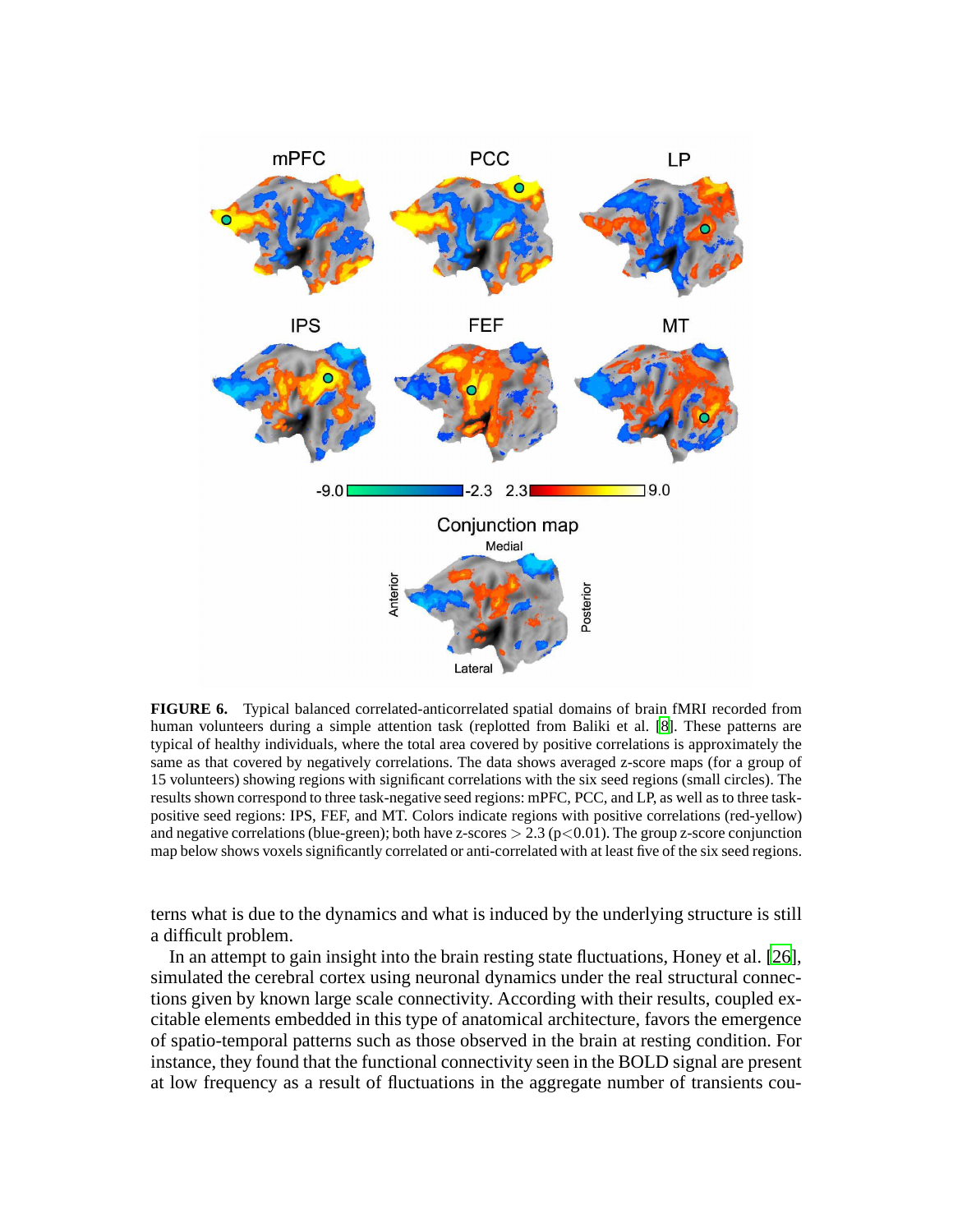**FIGURE 6.** Typical balanced correlated-anticorrelated spatial domains of brain fMRI recorded from human volunteers during a simple attention task (replotted from Baliki et al. [8]. These patterns are typical of healthy individuals, where the total area covered by positive correlations is approximately the same as that covered by negatively correlations. The data shows averaged z-score maps (for a group of 15 volunteers) showing regions with significant correlations with the six seed regions (small circles). The results shown correspond to three task-negative seed regions: mPFC, PCC, and LP, as well as to three task-positive seed regions: IPS, FEF, and MT. Colors indicate regions with positive correlations (red-yellow) and negative correlations (blue-green); both have z-scores $> 2.3$ ($p<0.01$). The group z-score conjunction map below shows voxels significantly correlated or anti-correlated with at least five of the six seed regions.

terns what is due to the dynamics and what is induced by the underlying structure is still a difficult problem.

In an attempt to gain insight into the brain resting state fluctuations, Honey et al. [26], simulated the cerebral cortex using neuronal dynamics under the real structural connections given by known large scale connectivity. According with their results, coupled excitable elements embedded in this type of anatomical architecture, favors the emergence of spatio-temporal patterns such as those observed in the brain at resting condition. For instance, they found that the functional connectivity seen in the BOLD signal are present at low frequency as a result of fluctuations in the aggregate number of transients cou-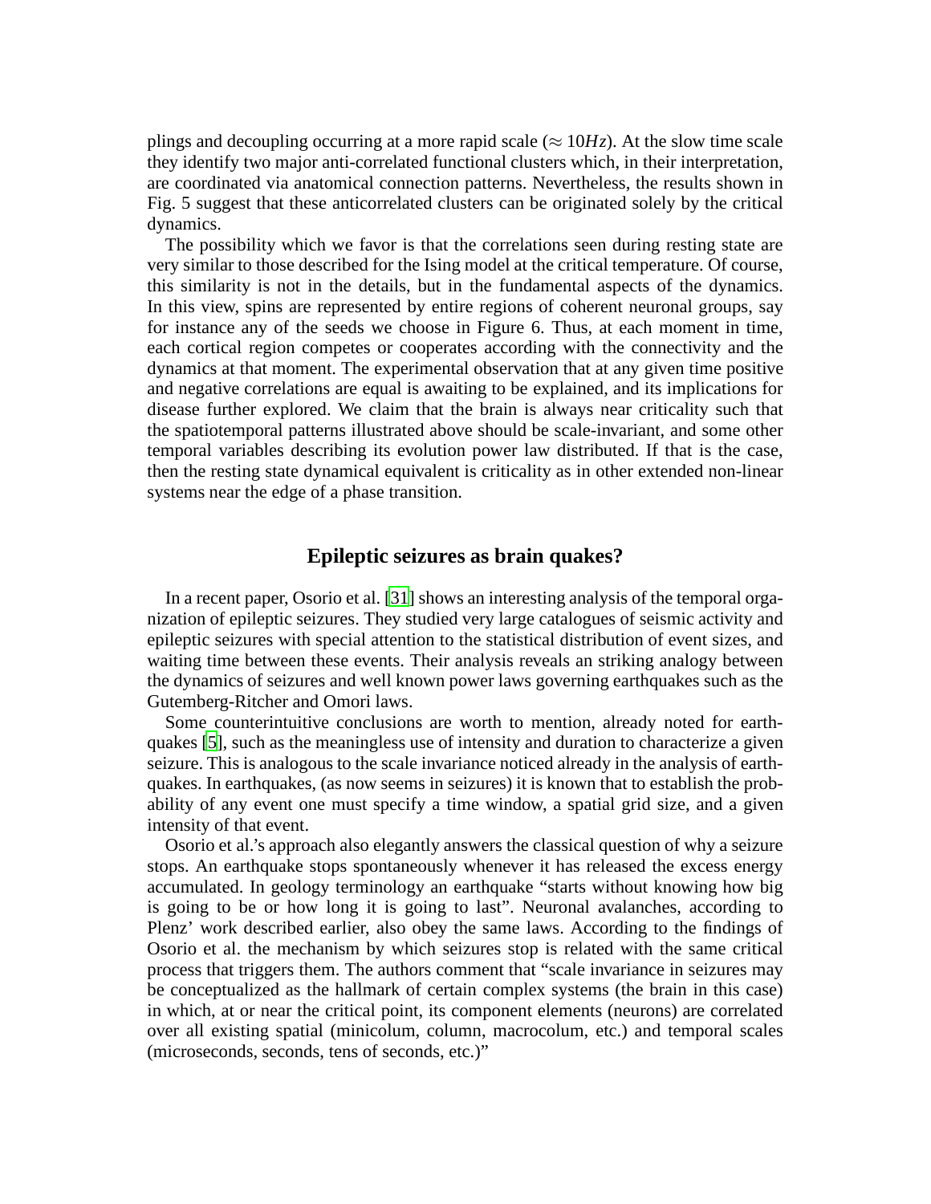plings and decoupling occurring at a more rapid scale ($\approx 10Hz$). At the slow time scale they identify two major anti-correlated functional clusters which, in their interpretation, are coordinated via anatomical connection patterns. Nevertheless, the results shown in Fig. 5 suggest that these anticorrelated clusters can be originated solely by the critical dynamics.

The possibility which we favor is that the correlations seen during resting state are very similar to those described for the Ising model at the critical temperature. Of course, this similarity is not in the details, but in the fundamental aspects of the dynamics. In this view, spins are represented by entire regions of coherent neuronal groups, say for instance any of the seeds we choose in Figure 6. Thus, at each moment in time, each cortical region competes or cooperates according with the connectivity and the dynamics at that moment. The experimental observation that at any given time positive and negative correlations are equal is awaiting to be explained, and its implications for disease further explored. We claim that the brain is always near criticality such that the spatiotemporal patterns illustrated above should be scale-invariant, and some other temporal variables describing its evolution power law distributed. If that is the case, then the resting state dynamical equivalent is criticality as in other extended non-linear systems near the edge of a phase transition.

## Epileptic seizures as brain quakes?

In a recent paper, Osorio et al. [31] shows an interesting analysis of the temporal organization of epileptic seizures. They studied very large catalogues of seismic activity and epileptic seizures with special attention to the statistical distribution of event sizes, and waiting time between these events. Their analysis reveals an striking analogy between the dynamics of seizures and well known power laws governing earthquakes such as the Gutemberg-Ritcher and Omori laws.

Some counterintuitive conclusions are worth to mention, already noted for earthquakes [5], such as the meaningless use of intensity and duration to characterize a given seizure. This is analogous to the scale invariance noticed already in the analysis of earthquakes. In earthquakes, (as now seems in seizures) it is known that to establish the probability of any event one must specify a time window, a spatial grid size, and a given intensity of that event.

Osorio et al.'s approach also elegantly answers the classical question of why a seizure stops. An earthquake stops spontaneously whenever it has released the excess energy accumulated. In geology terminology an earthquake "starts without knowing how big is going to be or how long it is going to last". Neuronal avalanches, according to Plenz' work described earlier, also obey the same laws. According to the findings of Osorio et al. the mechanism by which seizures stop is related with the same critical process that triggers them. The authors comment that "scale invariance in seizures may be conceptualized as the hallmark of certain complex systems (the brain in this case) in which, at or near the critical point, its component elements (neurons) are correlated over all existing spatial (minicolum, column, macrocolum, etc.) and temporal scales (microseconds, seconds, tens of seconds, etc.)"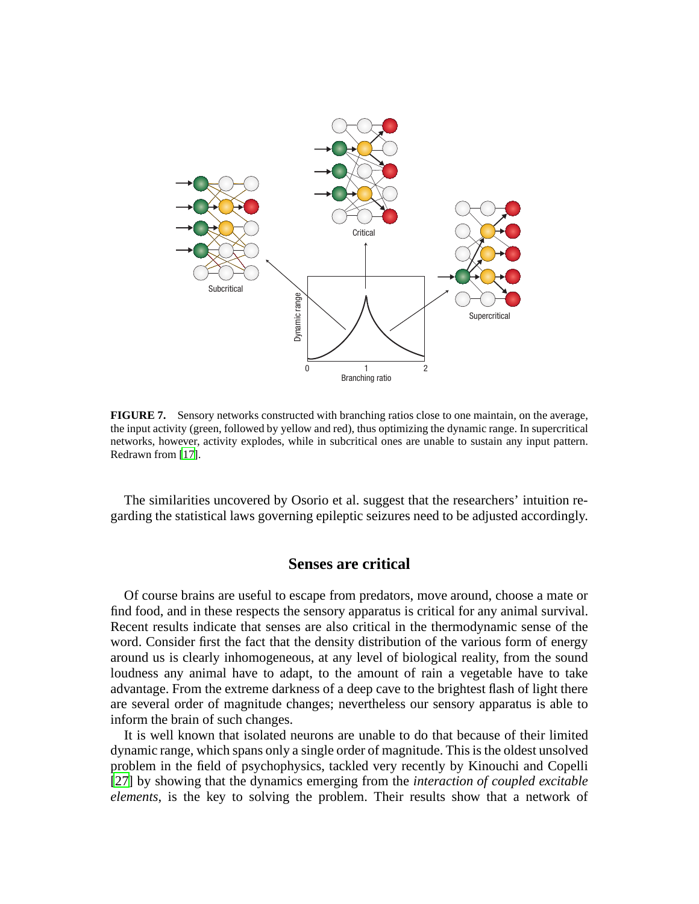**FIGURE 7.** Sensory networks constructed with branching ratios close to one maintain, on the average, the input activity (green, followed by yellow and red), thus optimizing the dynamic range. In supercritical networks, however, activity explodes, while in subcritical ones are unable to sustain any input pattern. Redrawn from [17].

The similarities uncovered by Osorio et al. suggest that the researchers' intuition regarding the statistical laws governing epileptic seizures need to be adjusted accordingly.

## Senses are critical

Of course brains are useful to escape from predators, move around, choose a mate or find food, and in these respects the sensory apparatus is critical for any animal survival. Recent results indicate that senses are also critical in the thermodynamic sense of the word. Consider first the fact that the density distribution of the various form of energy around us is clearly inhomogeneous, at any level of biological reality, from the sound loudness any animal have to adapt, to the amount of rain a vegetable have to take advantage. From the extreme darkness of a deep cave to the brightest flash of light there are several order of magnitude changes; nevertheless our sensory apparatus is able to inform the brain of such changes.

It is well known that isolated neurons are unable to do that because of their limited dynamic range, which spans only a single order of magnitude. This is the oldest unsolved problem in the field of psychophysics, tackled very recently by Kinouchi and Copelli [27] by showing that the dynamics emerging from the *interaction of coupled excitable elements*, is the key to solving the problem. Their results show that a network of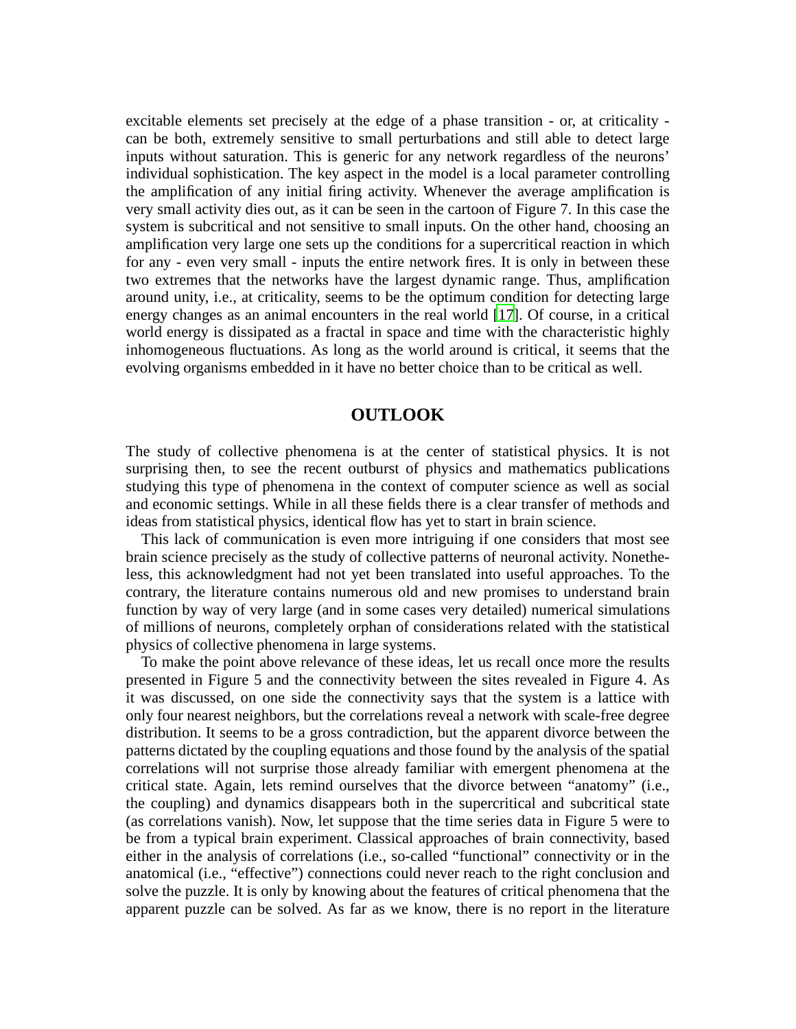excitable elements set precisely at the edge of a phase transition - or, at criticality - can be both, extremely sensitive to small perturbations and still able to detect large inputs without saturation. This is generic for any network regardless of the neurons' individual sophistication. The key aspect in the model is a local parameter controlling the amplification of any initial firing activity. Whenever the average amplification is very small activity dies out, as it can be seen in the cartoon of Figure 7. In this case the system is subcritical and not sensitive to small inputs. On the other hand, choosing an amplification very large one sets up the conditions for a supercritical reaction in which for any - even very small - inputs the entire network fires. It is only in between these two extremes that the networks have the largest dynamic range. Thus, amplification around unity, i.e., at criticality, seems to be the optimum condition for detecting large energy changes as an animal encounters in the real world [17]. Of course, in a critical world energy is dissipated as a fractal in space and time with the characteristic highly inhomogeneous fluctuations. As long as the world around is critical, it seems that the evolving organisms embedded in it have no better choice than to be critical as well.

## OUTLOOK

The study of collective phenomena is at the center of statistical physics. It is not surprising then, to see the recent outburst of physics and mathematics publications studying this type of phenomena in the context of computer science as well as social and economic settings. While in all these fields there is a clear transfer of methods and ideas from statistical physics, identical flow has yet to start in brain science.

This lack of communication is even more intriguing if one considers that most see brain science precisely as the study of collective patterns of neuronal activity. Nonetheless, this acknowledgment had not yet been translated into useful approaches. To the contrary, the literature contains numerous old and new promises to understand brain function by way of very large (and in some cases very detailed) numerical simulations of millions of neurons, completely orphan of considerations related with the statistical physics of collective phenomena in large systems.

To make the point above relevance of these ideas, let us recall once more the results presented in Figure 5 and the connectivity between the sites revealed in Figure 4. As it was discussed, on one side the connectivity says that the system is a lattice with only four nearest neighbors, but the correlations reveal a network with scale-free degree distribution. It seems to be a gross contradiction, but the apparent divorce between the patterns dictated by the coupling equations and those found by the analysis of the spatial correlations will not surprise those already familiar with emergent phenomena at the critical state. Again, lets remind ourselves that the divorce between "anatomy" (i.e., the coupling) and dynamics disappears both in the supercritical and subcritical state (as correlations vanish). Now, let suppose that the time series data in Figure 5 were to be from a typical brain experiment. Classical approaches of brain connectivity, based either in the analysis of correlations (i.e., so-called "functional" connectivity or in the anatomical (i.e., "effective") connections could never reach to the right conclusion and solve the puzzle. It is only by knowing about the features of critical phenomena that the apparent puzzle can be solved. As far as we know, there is no report in the literature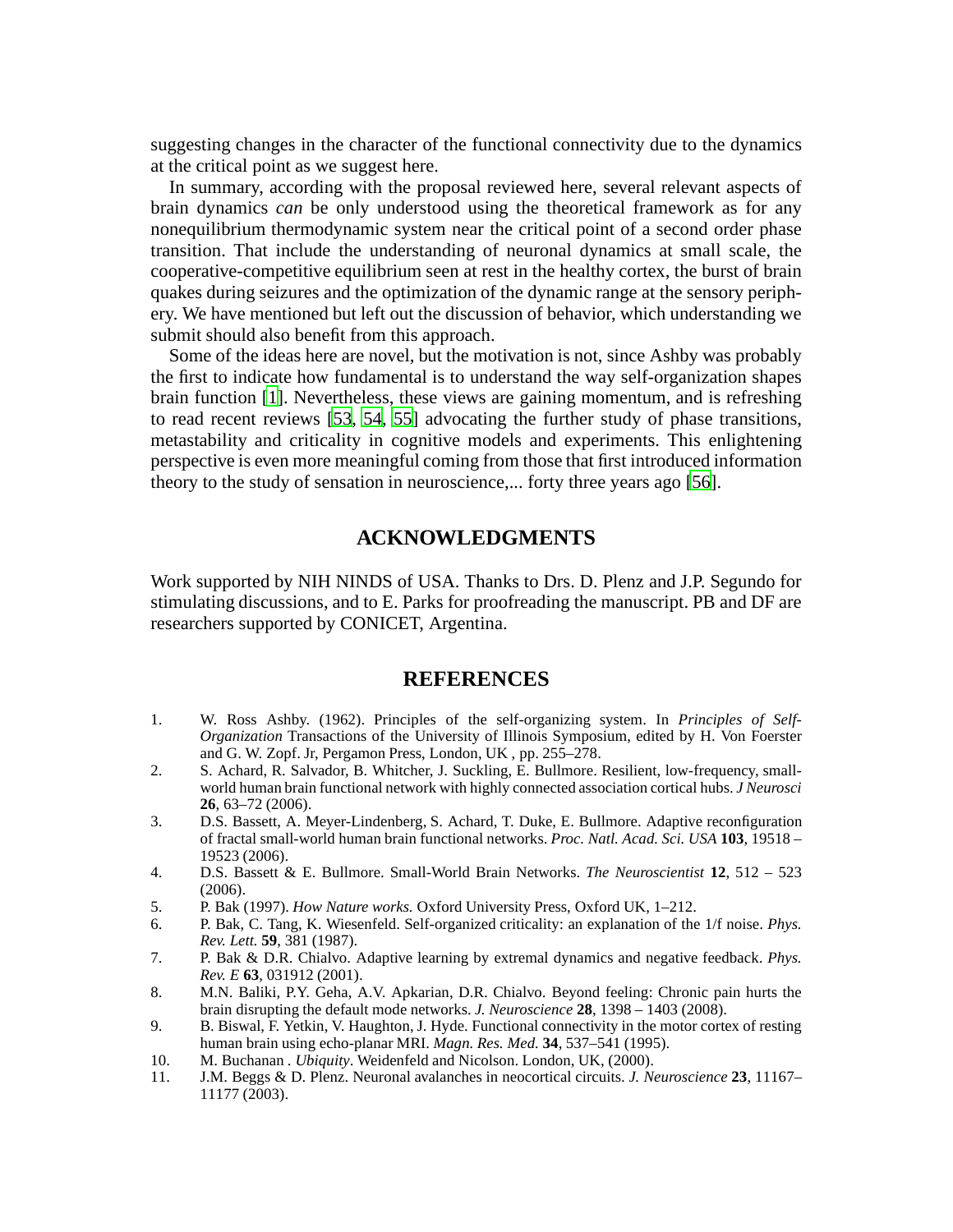suggesting changes in the character of the functional connectivity due to the dynamics at the critical point as we suggest here.

In summary, according with the proposal reviewed here, several relevant aspects of brain dynamics *can* be only understood using the theoretical framework as for any nonequilibrium thermodynamic system near the critical point of a second order phase transition. That include the understanding of neuronal dynamics at small scale, the cooperative-competitive equilibrium seen at rest in the healthy cortex, the burst of brain quakes during seizures and the optimization of the dynamic range at the sensory periphery. We have mentioned but left out the discussion of behavior, which understanding we submit should also benefit from this approach.

Some of the ideas here are novel, but the motivation is not, since Ashby was probably the first to indicate how fundamental is to understand the way self-organization shapes brain function [1]. Nevertheless, these views are gaining momentum, and is refreshing to read recent reviews [53, 54, 55] advocating the further study of phase transitions, metastability and criticality in cognitive models and experiments. This enlightening perspective is even more meaningful coming from those that first introduced information theory to the study of sensation in neuroscience,... forty three years ago [56].

## ACKNOWLEDGMENTS

Work supported by NIH NINDS of USA. Thanks to Drs. D. Plenz and J.P. Segundo for stimulating discussions, and to E. Parks for proofreading the manuscript. PB and DF are researchers supported by CONICET, Argentina.

## REFERENCES

1. W. Ross Ashby. (1962). Principles of the self-organizing system. In *Principles of Self-Organization* Transactions of the University of Illinois Symposium, edited by H. Von Foerster and G. W. Zopf. Jr, Pergamon Press, London, UK , pp. 255–278.
2. S. Achard, R. Salvador, B. Whitcher, J. Suckling, E. Bullmore. Resilient, low-frequency, small-world human brain functional network with highly connected association cortical hubs. *J Neurosci* **26**, 63–72 (2006).
3. D.S. Bassett, A. Meyer-Lindenberg, S. Achard, T. Duke, E. Bullmore. Adaptive reconfiguration of fractal small-world human brain functional networks. *Proc. Natl. Acad. Sci. USA* **103**, 19518 – 19523 (2006).
4. D.S. Bassett & E. Bullmore. Small-World Brain Networks. *The Neuroscientist* **12**, 512 – 523 (2006).
5. P. Bak (1997). *How Nature works.* Oxford University Press, Oxford UK, 1–212.
6. P. Bak, C. Tang, K. Wiesenfeld. Self-organized criticality: an explanation of the 1/f noise. *Phys. Rev. Lett.* **59**, 381 (1987).
7. P. Bak & D.R. Chialvo. Adaptive learning by extremal dynamics and negative feedback. *Phys. Rev. E* **63**, 031912 (2001).
8. M.N. Baliki, P.Y. Geha, A.V. Apkarian, D.R. Chialvo. Beyond feeling: Chronic pain hurts the brain disrupting the default mode networks. *J. Neuroscience* **28**, 1398 – 1403 (2008).
9. B. Biswal, F. Yetkin, V. Haughton, J. Hyde. Functional connectivity in the motor cortex of resting human brain using echo-planar MRI. *Magn. Res. Med.* **34**, 537–541 (1995).
10. M. Buchanan . *Ubiquity*. Weidenfeld and Nicolson. London, UK, (2000).
11. J.M. Beggs & D. Plenz. Neuronal avalanches in neocortical circuits. *J. Neuroscience* **23**, 11167–11177 (2003).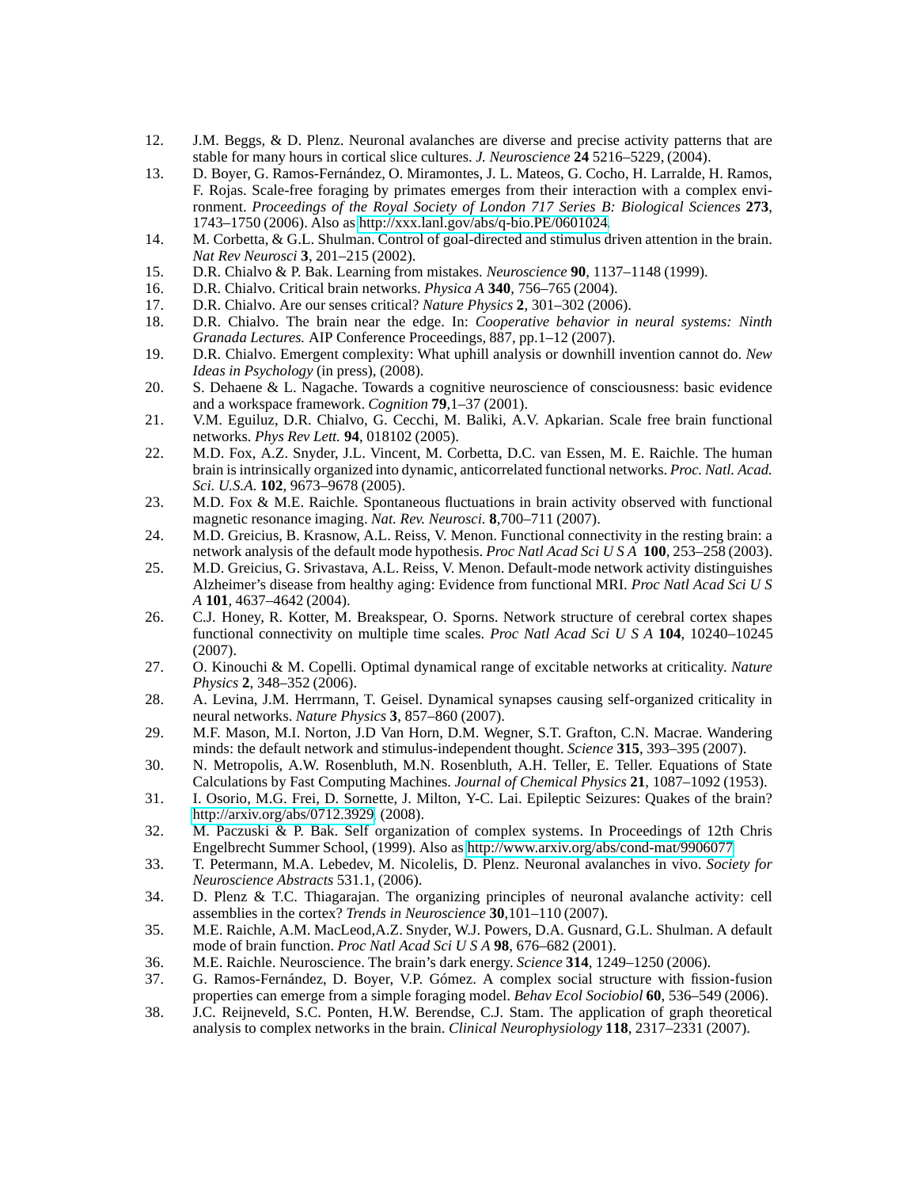12. J.M. Beggs, & D. Plenz. Neuronal avalanches are diverse and precise activity patterns that are stable for many hours in cortical slice cultures. *J. Neuroscience* **24** 5216–5229, (2004).
13. D. Boyer, G. Ramos-Fernández, O. Miramontes, J. L. Mateos, G. Cocho, H. Larralde, H. Ramos, F. Rojas. Scale-free foraging by primates emerges from their interaction with a complex environment. *Proceedings of the Royal Society of London 717 Series B: Biological Sciences* **273**, 1743–1750 (2006). Also as http://xxx.lanl.gov/abs/q-bio.PE/0601024
14. M. Corbetta, & G.L. Shulman. Control of goal-directed and stimulus driven attention in the brain. *Nat Rev Neurosci* **3**, 201–215 (2002).
15. D.R. Chialvo & P. Bak. Learning from mistakes. *Neuroscience* **90**, 1137–1148 (1999).
16. D.R. Chialvo. Critical brain networks. *Physica A* **340**, 756–765 (2004).
17. D.R. Chialvo. Are our senses critical? *Nature Physics* **2**, 301–302 (2006).
18. D.R. Chialvo. The brain near the edge. In: *Cooperative behavior in neural systems: Ninth Granada Lectures.* AIP Conference Proceedings, 887, pp.1–12 (2007).
19. D.R. Chialvo. Emergent complexity: What uphill analysis or downhill invention cannot do. *New Ideas in Psychology* (in press), (2008).
20. S. Dehaene & L. Nagache. Towards a cognitive neuroscience of consciousness: basic evidence and a workspace framework. *Cognition* **79**,1–37 (2001).
21. V.M. Eguiluz, D.R. Chialvo, G. Cecchi, M. Baliki, A.V. Apkarian. Scale free brain functional networks. *Phys Rev Lett.* **94**, 018102 (2005).
22. M.D. Fox, A.Z. Snyder, J.L. Vincent, M. Corbetta, D.C. van Essen, M. E. Raichle. The human brain is intrinsically organized into dynamic, anticorrelated functional networks. *Proc. Natl. Acad. Sci. U.S.A.* **102**, 9673–9678 (2005).
23. M.D. Fox & M.E. Raichle. Spontaneous fluctuations in brain activity observed with functional magnetic resonance imaging. *Nat. Rev. Neurosci.* **8**,700–711 (2007).
24. M.D. Greicius, B. Krasnow, A.L. Reiss, V. Menon. Functional connectivity in the resting brain: a network analysis of the default mode hypothesis. *Proc Natl Acad Sci U S A* **100**, 253–258 (2003).
25. M.D. Greicius, G. Srivastava, A.L. Reiss, V. Menon. Default-mode network activity distinguishes Alzheimer's disease from healthy aging: Evidence from functional MRI. *Proc Natl Acad Sci U S A* **101**, 4637–4642 (2004).
26. C.J. Honey, R. Kotter, M. Breakspear, O. Sporns. Network structure of cerebral cortex shapes functional connectivity on multiple time scales. *Proc Natl Acad Sci U S A* **104**, 10240–10245 (2007).
27. O. Kinouchi & M. Copelli. Optimal dynamical range of excitable networks at criticality. *Nature Physics* **2**, 348–352 (2006).
28. A. Levina, J.M. Herrmann, T. Geisel. Dynamical synapses causing self-organized criticality in neural networks. *Nature Physics* **3**, 857–860 (2007).
29. M.F. Mason, M.I. Norton, J.D Van Horn, D.M. Wegner, S.T. Grafton, C.N. Macrae. Wandering minds: the default network and stimulus-independent thought. *Science* **315**, 393–395 (2007).
30. N. Metropolis, A.W. Rosenbluth, M.N. Rosenbluth, A.H. Teller, E. Teller. Equations of State Calculations by Fast Computing Machines. *Journal of Chemical Physics* **21**, 1087–1092 (1953).
31. I. Osorio, M.G. Frei, D. Sornette, J. Milton, Y-C. Lai. Epileptic Seizures: Quakes of the brain? http://arxiv.org/abs/0712.3929 (2008).
32. M. Paczuski & P. Bak. Self organization of complex systems. In Proceedings of 12th Chris Engelbrecht Summer School, (1999). Also as http://www.arxiv.org/abs/cond-mat/9906077
33. T. Petermann, M.A. Lebedev, M. Nicolelis, D. Plenz. Neuronal avalanches in vivo. *Society for Neuroscience Abstracts* 531.1, (2006).
34. D. Plenz & T.C. Thiagarajan. The organizing principles of neuronal avalanche activity: cell assemblies in the cortex? *Trends in Neuroscience* **30**,101–110 (2007).
35. M.E. Raichle, A.M. MacLeod,A.Z. Snyder, W.J. Powers, D.A. Gusnard, G.L. Shulman. A default mode of brain function. *Proc Natl Acad Sci U S A* **98**, 676–682 (2001).
36. M.E. Raichle. Neuroscience. The brain's dark energy. *Science* **314**, 1249–1250 (2006).
37. G. Ramos-Fernández, D. Boyer, V.P. Gómez. A complex social structure with fission-fusion properties can emerge from a simple foraging model. *Behav Ecol Sociobiol* **60**, 536–549 (2006).
38. J.C. Reijneveld, S.C. Ponten, H.W. Berendse, C.J. Stam. The application of graph theoretical analysis to complex networks in the brain. *Clinical Neurophysiology* **118**, 2317–2331 (2007).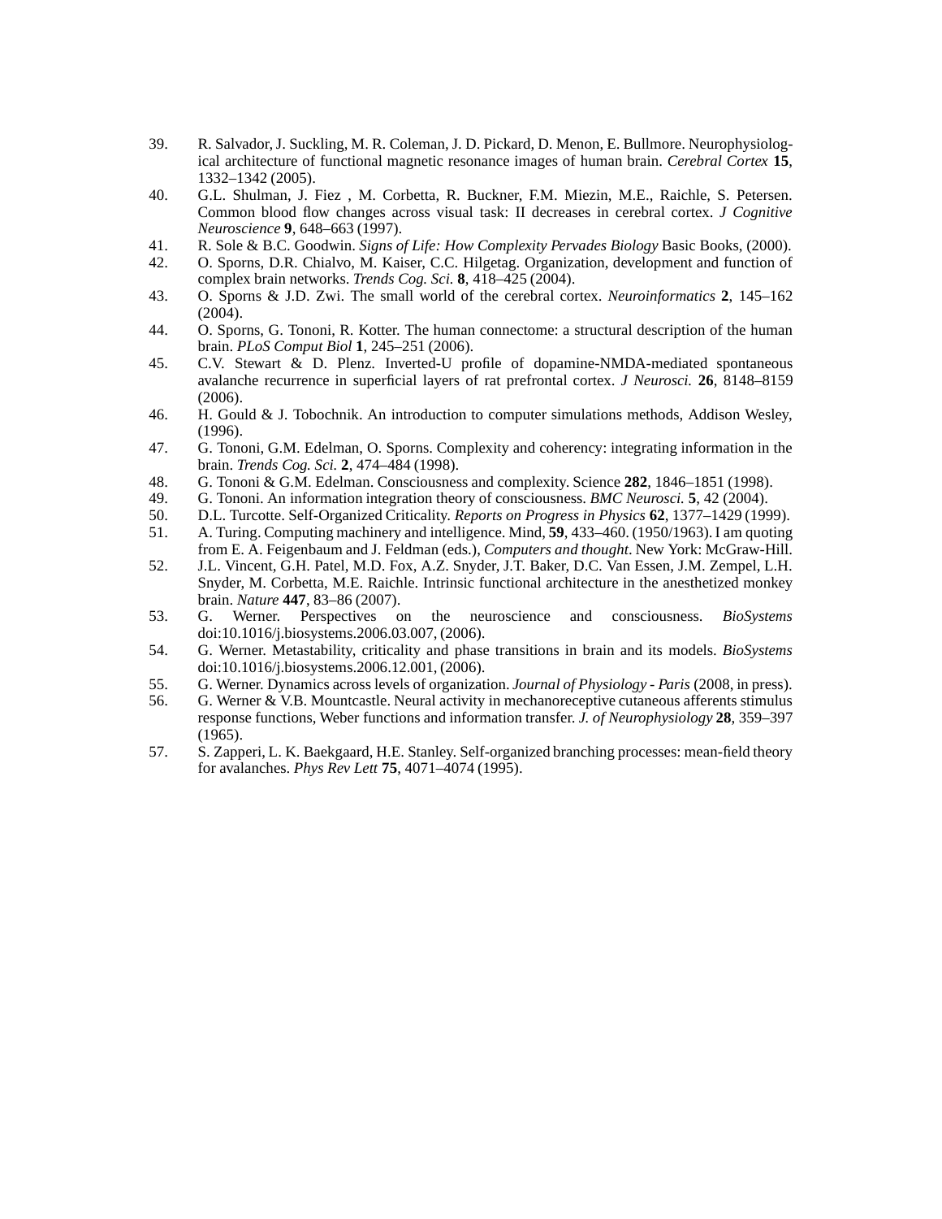39. R. Salvador, J. Suckling, M. R. Coleman, J. D. Pickard, D. Menon, E. Bullmore. Neurophysiological architecture of functional magnetic resonance images of human brain. *Cerebral Cortex* **15**, 1332–1342 (2005).
40. G.L. Shulman, J. Fiez , M. Corbetta, R. Buckner, F.M. Miezin, M.E., Raichle, S. Petersen. Common blood flow changes across visual task: II decreases in cerebral cortex. *J Cognitive Neuroscience* **9**, 648–663 (1997).
41. R. Sole & B.C. Goodwin. *Signs of Life: How Complexity Pervades Biology* Basic Books, (2000).
42. O. Sporns, D.R. Chialvo, M. Kaiser, C.C. Hilgetag. Organization, development and function of complex brain networks. *Trends Cog. Sci.* **8**, 418–425 (2004).
43. O. Sporns & J.D. Zwi. The small world of the cerebral cortex. *Neuroinformatics* **2**, 145–162 (2004).
44. O. Sporns, G. Tononi, R. Kotter. The human connectome: a structural description of the human brain. *PLoS Comput Biol* **1**, 245–251 (2006).
45. C.V. Stewart & D. Plenz. Inverted-U profile of dopamine-NMDA-mediated spontaneous avalanche recurrence in superficial layers of rat prefrontal cortex. *J Neurosci.* **26**, 8148–8159 (2006).
46. H. Gould & J. Tobochnik. An introduction to computer simulations methods, Addison Wesley, (1996).
47. G. Tononi, G.M. Edelman, O. Sporns. Complexity and coherency: integrating information in the brain. *Trends Cog. Sci.* **2**, 474–484 (1998).
48. G. Tononi & G.M. Edelman. Consciousness and complexity. Science **282**, 1846–1851 (1998).
49. G. Tononi. An information integration theory of consciousness. *BMC Neurosci.* **5**, 42 (2004).
50. D.L. Turcotte. Self-Organized Criticality. *Reports on Progress in Physics* **62**, 1377–1429 (1999).
51. A. Turing. Computing machinery and intelligence. Mind, **59**, 433–460. (1950/1963). I am quoting from E. A. Feigenbaum and J. Feldman (eds.), *Computers and thought*. New York: McGraw-Hill.
52. J.L. Vincent, G.H. Patel, M.D. Fox, A.Z. Snyder, J.T. Baker, D.C. Van Essen, J.M. Zempel, L.H. Snyder, M. Corbetta, M.E. Raichle. Intrinsic functional architecture in the anesthetized monkey brain. *Nature* **447**, 83–86 (2007).
53. G. Werner. Perspectives on the neuroscience and consciousness. *BioSystems* doi:10.1016/j.biosystems.2006.03.007, (2006).
54. G. Werner. Metastability, criticality and phase transitions in brain and its models. *BioSystems* doi:10.1016/j.biosystems.2006.12.001, (2006).
55. G. Werner. Dynamics across levels of organization. *Journal of Physiology - Paris* (2008, in press).
56. G. Werner & V.B. Mountcastle. Neural activity in mechanoreceptive cutaneous afferents stimulus response functions, Weber functions and information transfer. *J. of Neurophysiology* **28**, 359–397 (1965).
57. S. Zapperi, L. K. Baekgaard, H.E. Stanley. Self-organized branching processes: mean-field theory for avalanches. *Phys Rev Lett* **75**, 4071–4074 (1995).